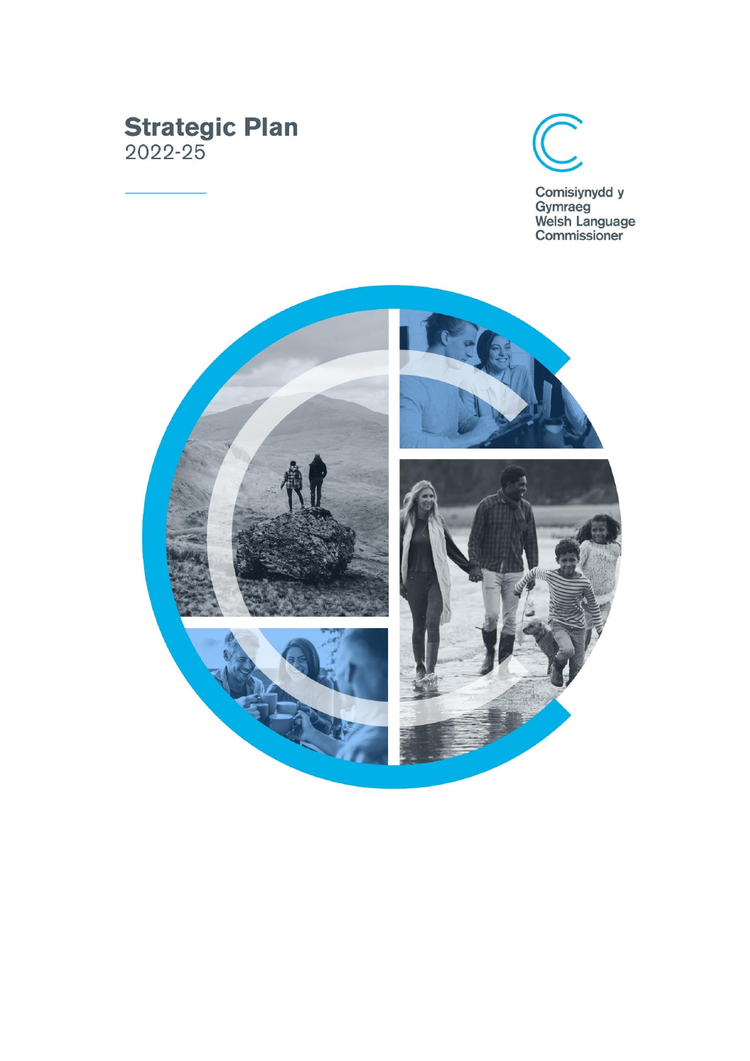# Strategic Plan
2022-25

Comisiynydd y Gymraeg
Welsh Language Commissioner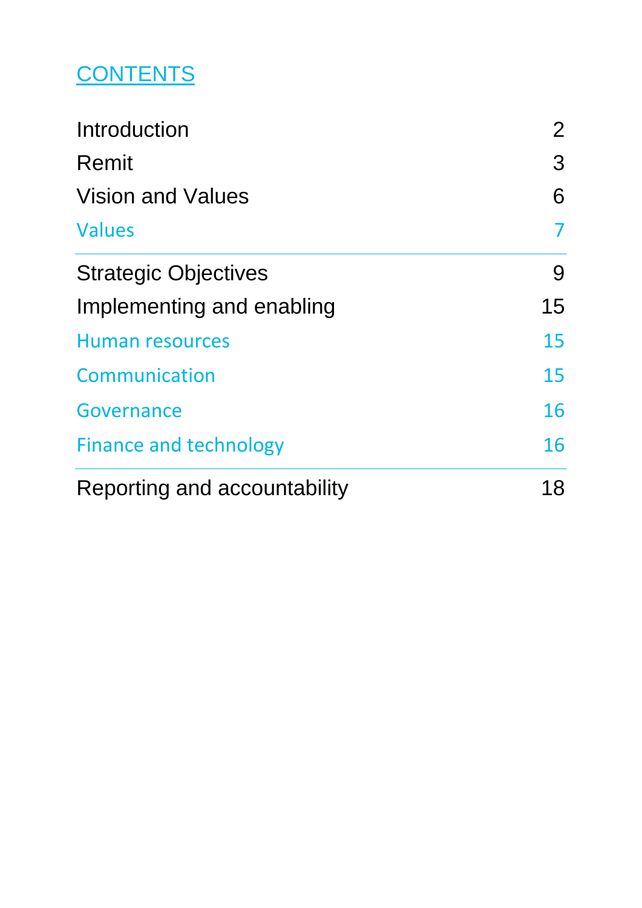## CONTENTS

| | |
|---|---|
| Introduction | 2 |
| Remit | 3 |
| Vision and Values | 6 |
| Values | 7 |
| Strategic Objectives | 9 |
| Implementing and enabling | 15 |
| Human resources | 15 |
| Communication | 15 |
| Governance | 16 |
| Finance and technology | 16 |
| Reporting and accountability | 18 |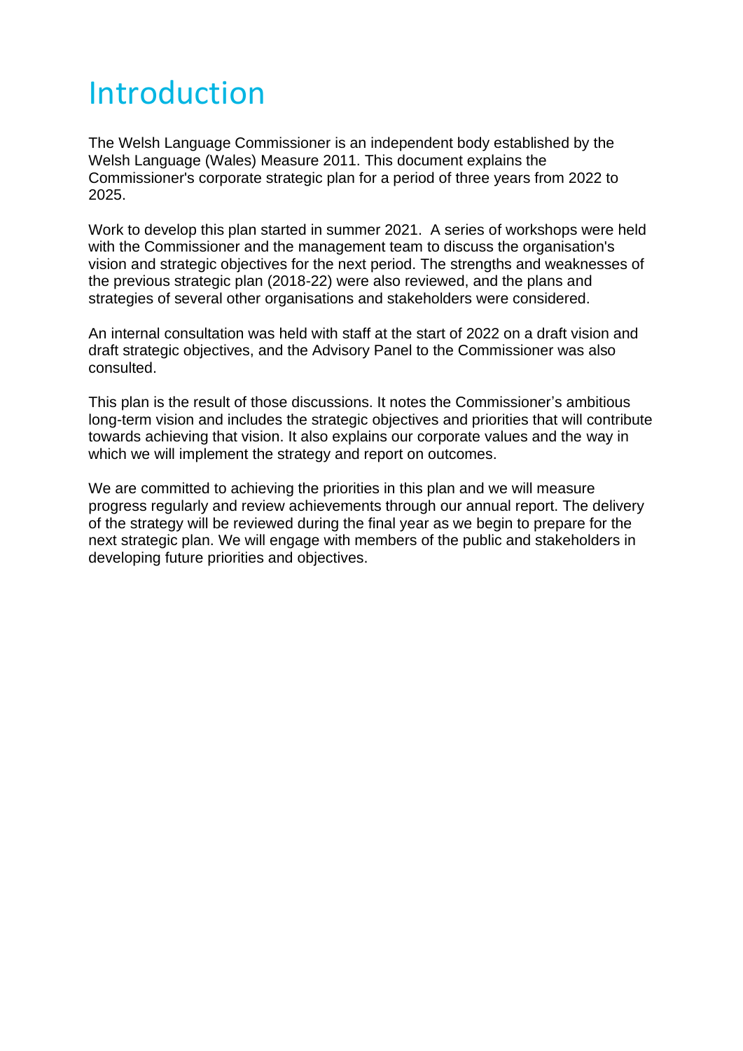# Introduction

The Welsh Language Commissioner is an independent body established by the Welsh Language (Wales) Measure 2011. This document explains the Commissioner's corporate strategic plan for a period of three years from 2022 to 2025.

Work to develop this plan started in summer 2021. A series of workshops were held with the Commissioner and the management team to discuss the organisation's vision and strategic objectives for the next period. The strengths and weaknesses of the previous strategic plan (2018-22) were also reviewed, and the plans and strategies of several other organisations and stakeholders were considered.

An internal consultation was held with staff at the start of 2022 on a draft vision and draft strategic objectives, and the Advisory Panel to the Commissioner was also consulted.

This plan is the result of those discussions. It notes the Commissioner's ambitious long-term vision and includes the strategic objectives and priorities that will contribute towards achieving that vision. It also explains our corporate values and the way in which we will implement the strategy and report on outcomes.

We are committed to achieving the priorities in this plan and we will measure progress regularly and review achievements through our annual report. The delivery of the strategy will be reviewed during the final year as we begin to prepare for the next strategic plan. We will engage with members of the public and stakeholders in developing future priorities and objectives.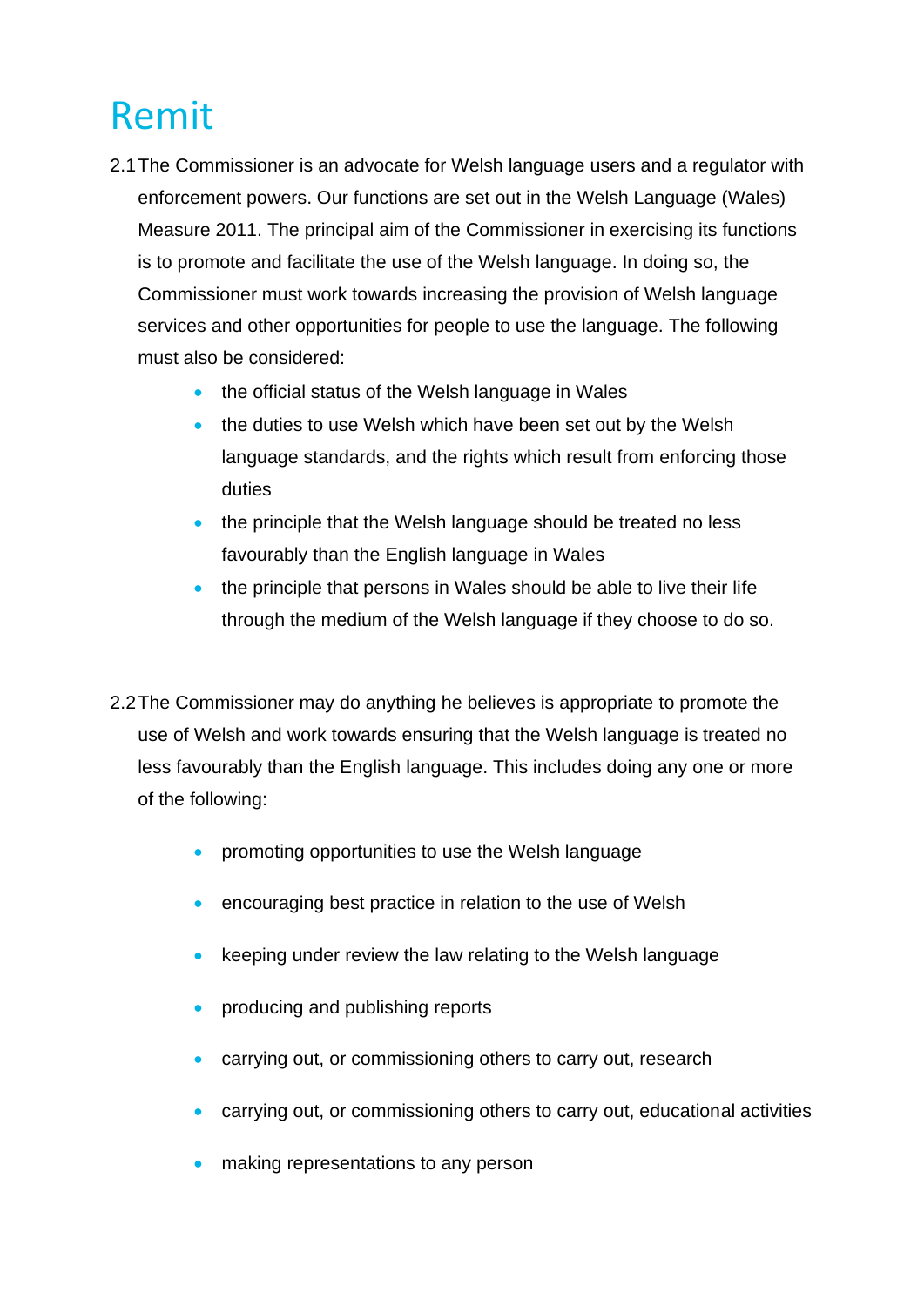# Remit

2.1 The Commissioner is an advocate for Welsh language users and a regulator with enforcement powers. Our functions are set out in the Welsh Language (Wales) Measure 2011. The principal aim of the Commissioner in exercising its functions is to promote and facilitate the use of the Welsh language. In doing so, the Commissioner must work towards increasing the provision of Welsh language services and other opportunities for people to use the language. The following must also be considered:

- the official status of the Welsh language in Wales
- the duties to use Welsh which have been set out by the Welsh language standards, and the rights which result from enforcing those duties
- the principle that the Welsh language should be treated no less favourably than the English language in Wales
- the principle that persons in Wales should be able to live their life through the medium of the Welsh language if they choose to do so.

2.2 The Commissioner may do anything he believes is appropriate to promote the use of Welsh and work towards ensuring that the Welsh language is treated no less favourably than the English language. This includes doing any one or more of the following:

- promoting opportunities to use the Welsh language
- encouraging best practice in relation to the use of Welsh
- keeping under review the law relating to the Welsh language
- producing and publishing reports
- carrying out, or commissioning others to carry out, research
- carrying out, or commissioning others to carry out, educational activities
- making representations to any person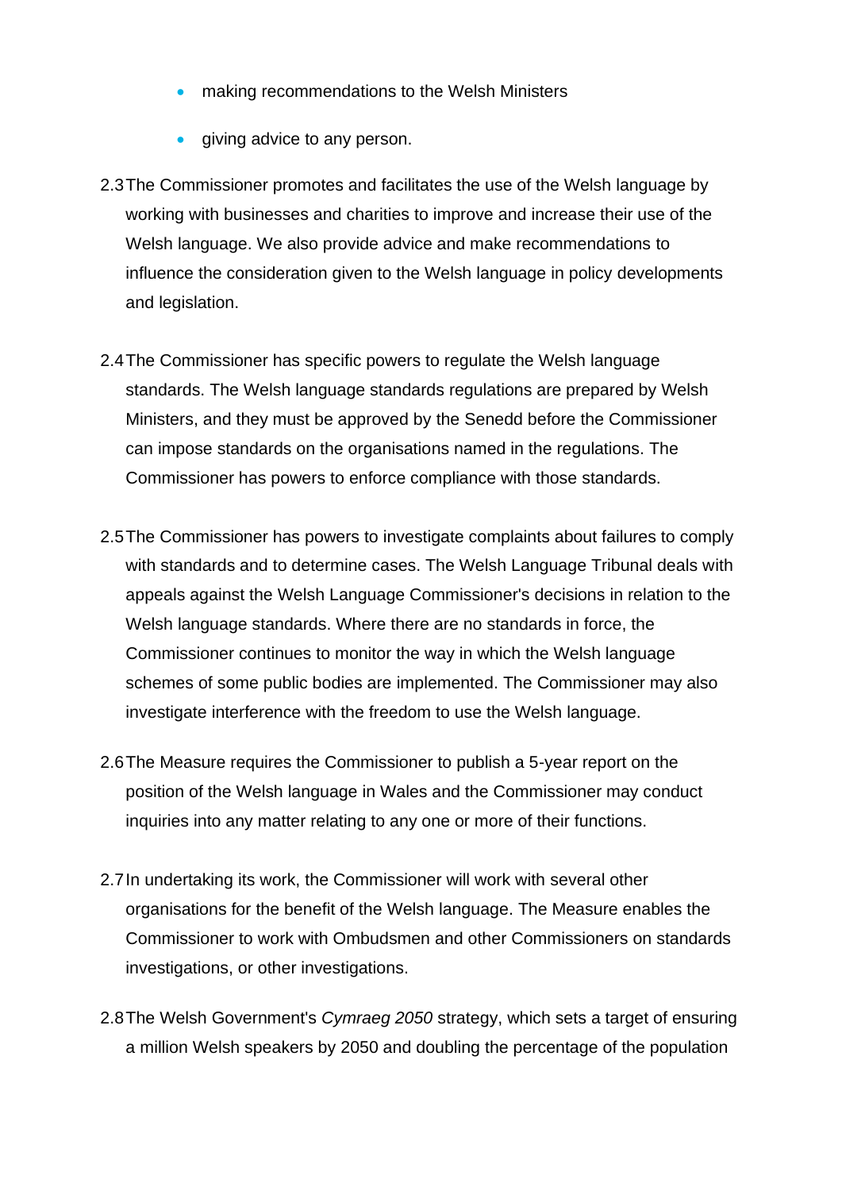- making recommendations to the Welsh Ministers
- giving advice to any person.

2.3 The Commissioner promotes and facilitates the use of the Welsh language by working with businesses and charities to improve and increase their use of the Welsh language. We also provide advice and make recommendations to influence the consideration given to the Welsh language in policy developments and legislation.

2.4 The Commissioner has specific powers to regulate the Welsh language standards. The Welsh language standards regulations are prepared by Welsh Ministers, and they must be approved by the Senedd before the Commissioner can impose standards on the organisations named in the regulations. The Commissioner has powers to enforce compliance with those standards.

2.5 The Commissioner has powers to investigate complaints about failures to comply with standards and to determine cases. The Welsh Language Tribunal deals with appeals against the Welsh Language Commissioner's decisions in relation to the Welsh language standards. Where there are no standards in force, the Commissioner continues to monitor the way in which the Welsh language schemes of some public bodies are implemented. The Commissioner may also investigate interference with the freedom to use the Welsh language.

2.6 The Measure requires the Commissioner to publish a 5-year report on the position of the Welsh language in Wales and the Commissioner may conduct inquiries into any matter relating to any one or more of their functions.

2.7 In undertaking its work, the Commissioner will work with several other organisations for the benefit of the Welsh language. The Measure enables the Commissioner to work with Ombudsmen and other Commissioners on standards investigations, or other investigations.

2.8 The Welsh Government's *Cymraeg 2050* strategy, which sets a target of ensuring a million Welsh speakers by 2050 and doubling the percentage of the population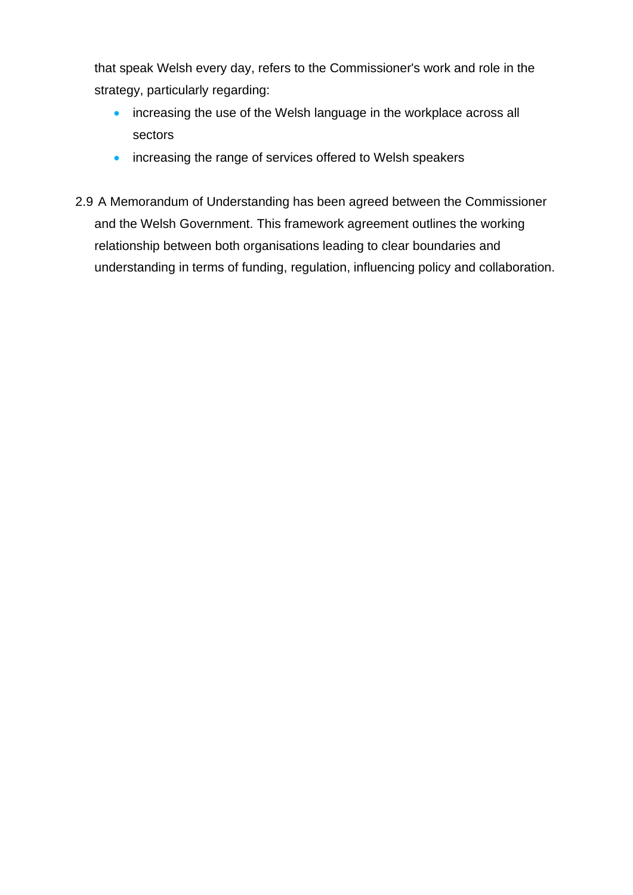that speak Welsh every day, refers to the Commissioner's work and role in the strategy, particularly regarding:

- increasing the use of the Welsh language in the workplace across all sectors
- increasing the range of services offered to Welsh speakers

2.9 A Memorandum of Understanding has been agreed between the Commissioner and the Welsh Government. This framework agreement outlines the working relationship between both organisations leading to clear boundaries and understanding in terms of funding, regulation, influencing policy and collaboration.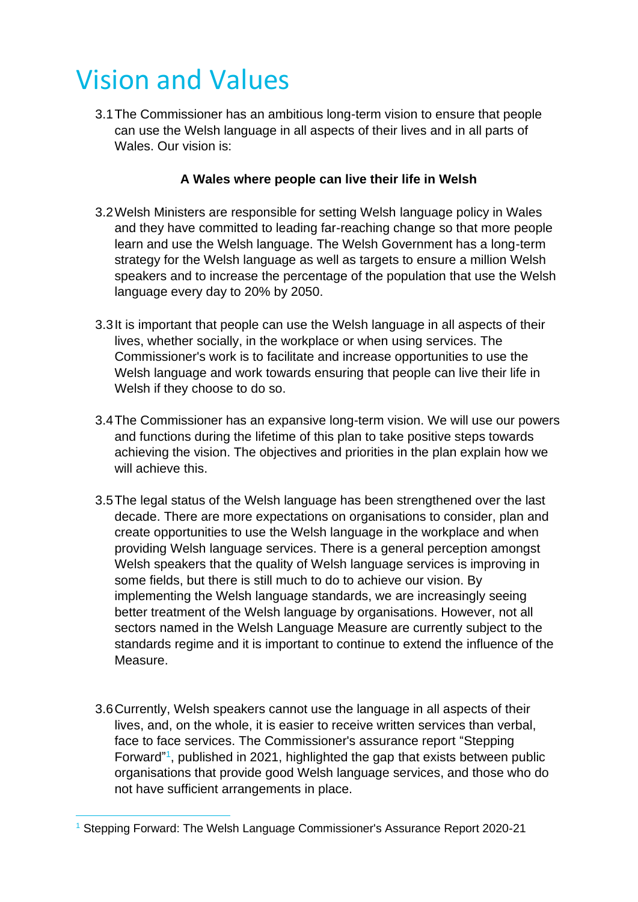# Vision and Values

3.1 The Commissioner has an ambitious long-term vision to ensure that people can use the Welsh language in all aspects of their lives and in all parts of Wales. Our vision is:

**A Wales where people can live their life in Welsh**

3.2 Welsh Ministers are responsible for setting Welsh language policy in Wales and they have committed to leading far-reaching change so that more people learn and use the Welsh language. The Welsh Government has a long-term strategy for the Welsh language as well as targets to ensure a million Welsh speakers and to increase the percentage of the population that use the Welsh language every day to 20% by 2050.

3.3 It is important that people can use the Welsh language in all aspects of their lives, whether socially, in the workplace or when using services. The Commissioner's work is to facilitate and increase opportunities to use the Welsh language and work towards ensuring that people can live their life in Welsh if they choose to do so.

3.4 The Commissioner has an expansive long-term vision. We will use our powers and functions during the lifetime of this plan to take positive steps towards achieving the vision. The objectives and priorities in the plan explain how we will achieve this.

3.5 The legal status of the Welsh language has been strengthened over the last decade. There are more expectations on organisations to consider, plan and create opportunities to use the Welsh language in the workplace and when providing Welsh language services. There is a general perception amongst Welsh speakers that the quality of Welsh language services is improving in some fields, but there is still much to do to achieve our vision. By implementing the Welsh language standards, we are increasingly seeing better treatment of the Welsh language by organisations. However, not all sectors named in the Welsh Language Measure are currently subject to the standards regime and it is important to continue to extend the influence of the Measure.

3.6 Currently, Welsh speakers cannot use the language in all aspects of their lives, and, on the whole, it is easier to receive written services than verbal, face to face services. The Commissioner's assurance report "Stepping Forward"[1], published in 2021, highlighted the gap that exists between public organisations that provide good Welsh language services, and those who do not have sufficient arrangements in place.

[1] Stepping Forward: The Welsh Language Commissioner's Assurance Report 2020-21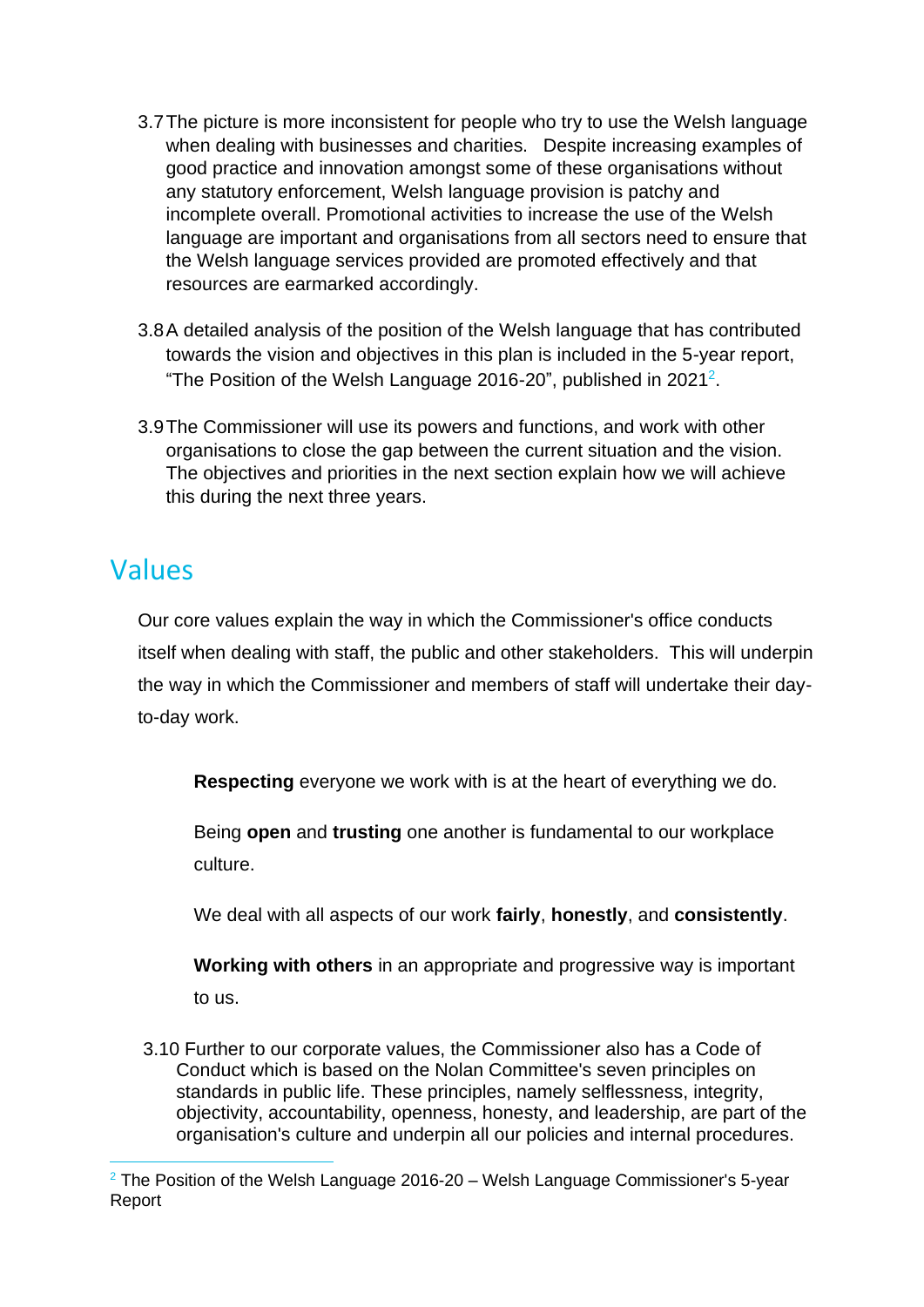3.7 The picture is more inconsistent for people who try to use the Welsh language when dealing with businesses and charities. Despite increasing examples of good practice and innovation amongst some of these organisations without any statutory enforcement, Welsh language provision is patchy and incomplete overall. Promotional activities to increase the use of the Welsh language are important and organisations from all sectors need to ensure that the Welsh language services provided are promoted effectively and that resources are earmarked accordingly.

3.8 A detailed analysis of the position of the Welsh language that has contributed towards the vision and objectives in this plan is included in the 5-year report, "The Position of the Welsh Language 2016-20", published in 2021[2].

3.9 The Commissioner will use its powers and functions, and work with other organisations to close the gap between the current situation and the vision. The objectives and priorities in the next section explain how we will achieve this during the next three years.

## Values

Our core values explain the way in which the Commissioner's office conducts itself when dealing with staff, the public and other stakeholders. This will underpin the way in which the Commissioner and members of staff will undertake their day-to-day work.

**Respecting** everyone we work with is at the heart of everything we do.

Being **open** and **trusting** one another is fundamental to our workplace culture.

We deal with all aspects of our work **fairly**, **honestly**, and **consistently**.

**Working with others** in an appropriate and progressive way is important to us.

3.10 Further to our corporate values, the Commissioner also has a Code of Conduct which is based on the Nolan Committee's seven principles on standards in public life. These principles, namely selflessness, integrity, objectivity, accountability, openness, honesty, and leadership, are part of the organisation's culture and underpin all our policies and internal procedures.

[2] The Position of the Welsh Language 2016-20 – Welsh Language Commissioner's 5-year Report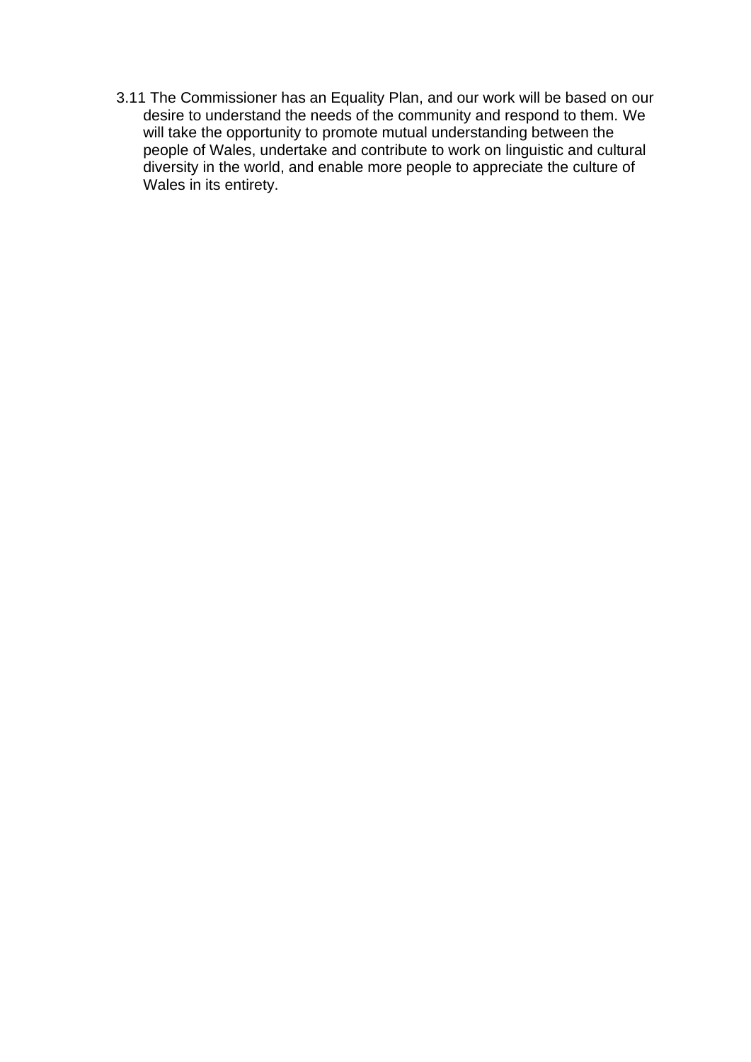3.11 The Commissioner has an Equality Plan, and our work will be based on our desire to understand the needs of the community and respond to them. We will take the opportunity to promote mutual understanding between the people of Wales, undertake and contribute to work on linguistic and cultural diversity in the world, and enable more people to appreciate the culture of Wales in its entirety.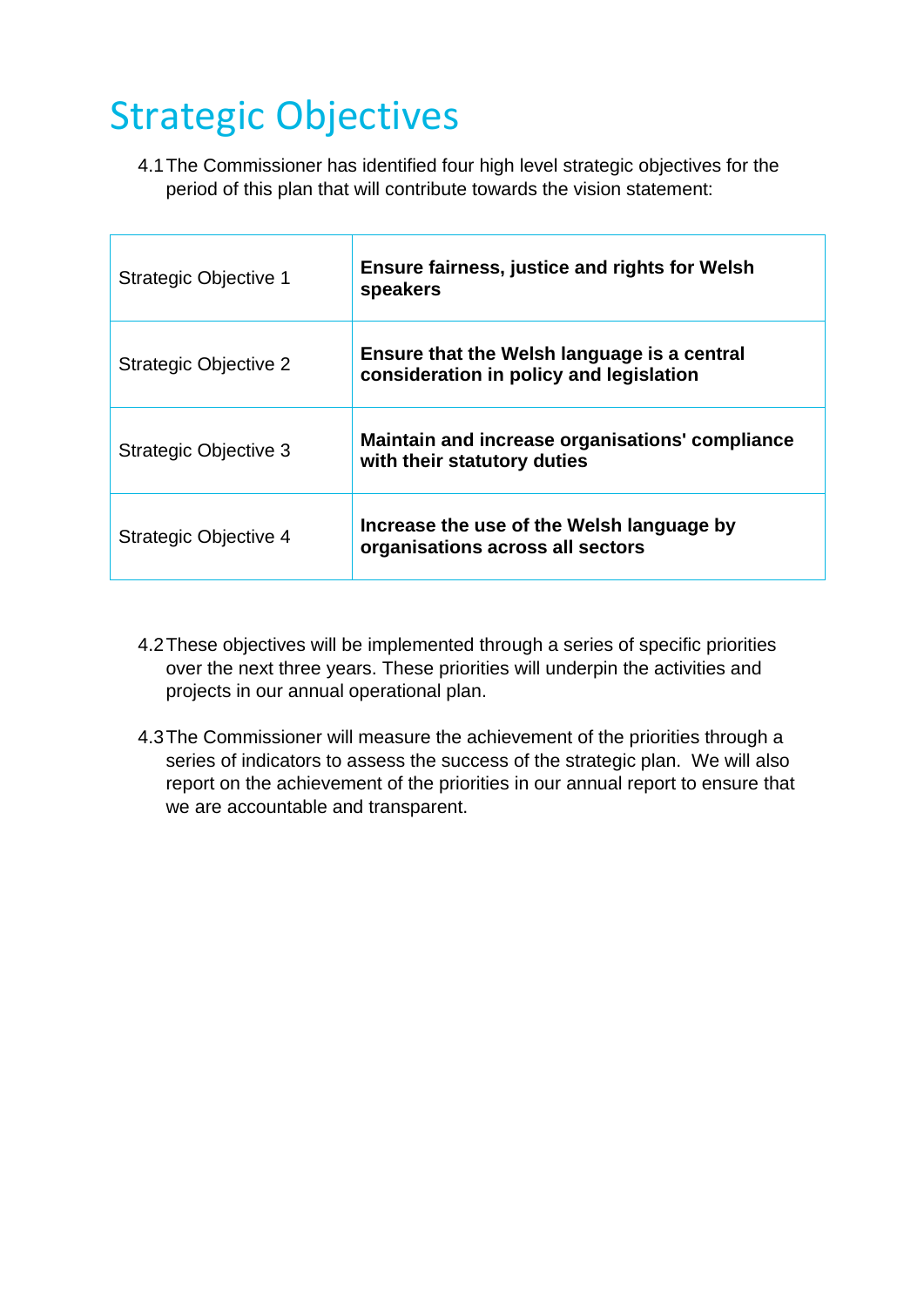# Strategic Objectives

4.1 The Commissioner has identified four high level strategic objectives for the period of this plan that will contribute towards the vision statement:

| | |
|---|---|
| Strategic Objective 1 | **Ensure fairness, justice and rights for Welsh speakers** |
| Strategic Objective 2 | **Ensure that the Welsh language is a central consideration in policy and legislation** |
| Strategic Objective 3 | **Maintain and increase organisations' compliance with their statutory duties** |
| Strategic Objective 4 | **Increase the use of the Welsh language by organisations across all sectors** |

4.2 These objectives will be implemented through a series of specific priorities over the next three years. These priorities will underpin the activities and projects in our annual operational plan.

4.3 The Commissioner will measure the achievement of the priorities through a series of indicators to assess the success of the strategic plan. We will also report on the achievement of the priorities in our annual report to ensure that we are accountable and transparent.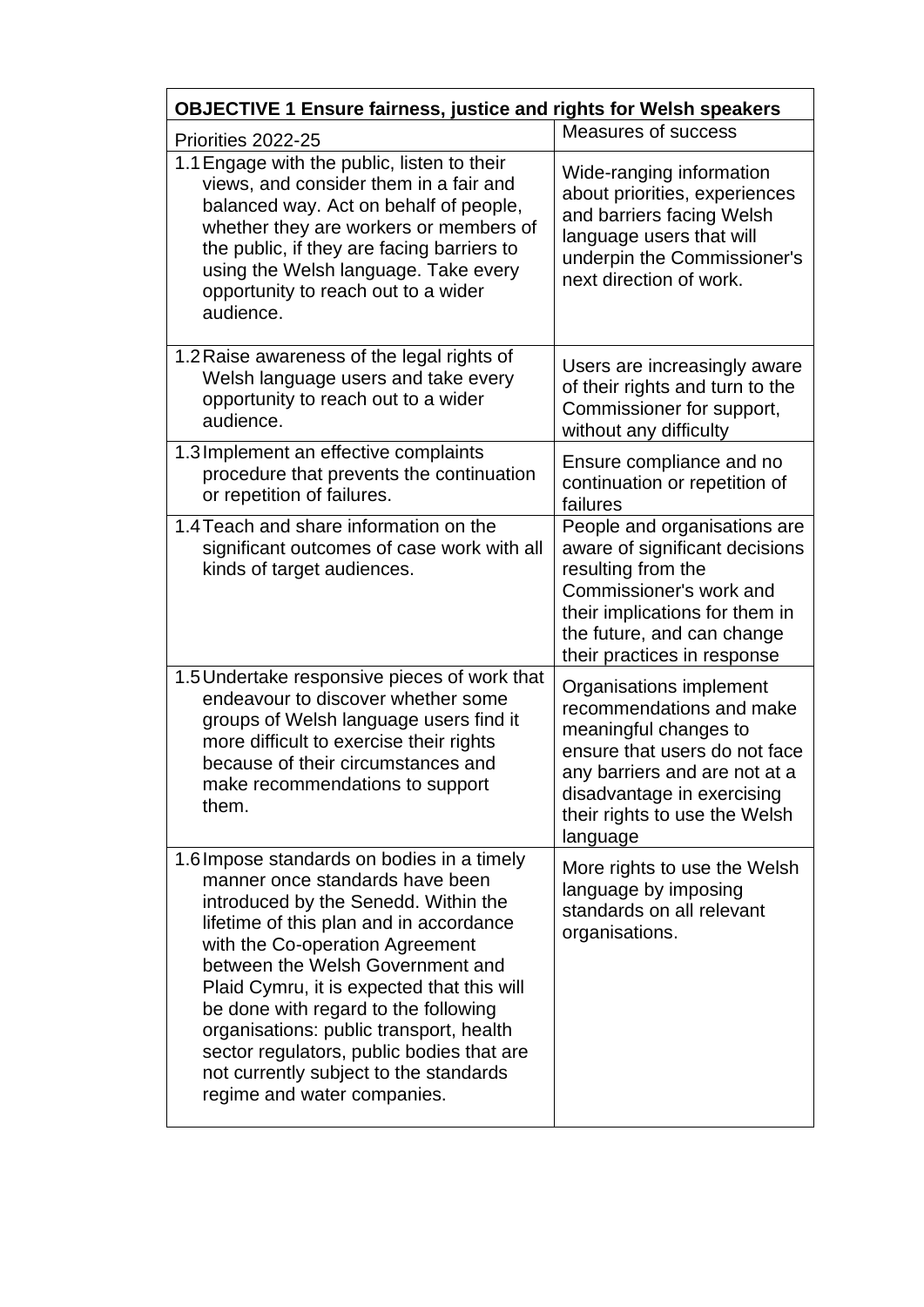| OBJECTIVE 1 Ensure fairness, justice and rights for Welsh speakers | |
|---|---|
| Priorities 2022-25 | Measures of success |
| 1.1 Engage with the public, listen to their views, and consider them in a fair and balanced way. Act on behalf of people, whether they are workers or members of the public, if they are facing barriers to using the Welsh language. Take every opportunity to reach out to a wider audience. | Wide-ranging information about priorities, experiences and barriers facing Welsh language users that will underpin the Commissioner's next direction of work. |
| 1.2 Raise awareness of the legal rights of Welsh language users and take every opportunity to reach out to a wider audience. | Users are increasingly aware of their rights and turn to the Commissioner for support, without any difficulty |
| 1.3 Implement an effective complaints procedure that prevents the continuation or repetition of failures. | Ensure compliance and no continuation or repetition of failures |
| 1.4 Teach and share information on the significant outcomes of case work with all kinds of target audiences. | People and organisations are aware of significant decisions resulting from the Commissioner's work and their implications for them in the future, and can change their practices in response |
| 1.5 Undertake responsive pieces of work that endeavour to discover whether some groups of Welsh language users find it more difficult to exercise their rights because of their circumstances and make recommendations to support them. | Organisations implement recommendations and make meaningful changes to ensure that users do not face any barriers and are not at a disadvantage in exercising their rights to use the Welsh language |
| 1.6 Impose standards on bodies in a timely manner once standards have been introduced by the Senedd. Within the lifetime of this plan and in accordance with the Co-operation Agreement between the Welsh Government and Plaid Cymru, it is expected that this will be done with regard to the following organisations: public transport, health sector regulators, public bodies that are not currently subject to the standards regime and water companies. | More rights to use the Welsh language by imposing standards on all relevant organisations. |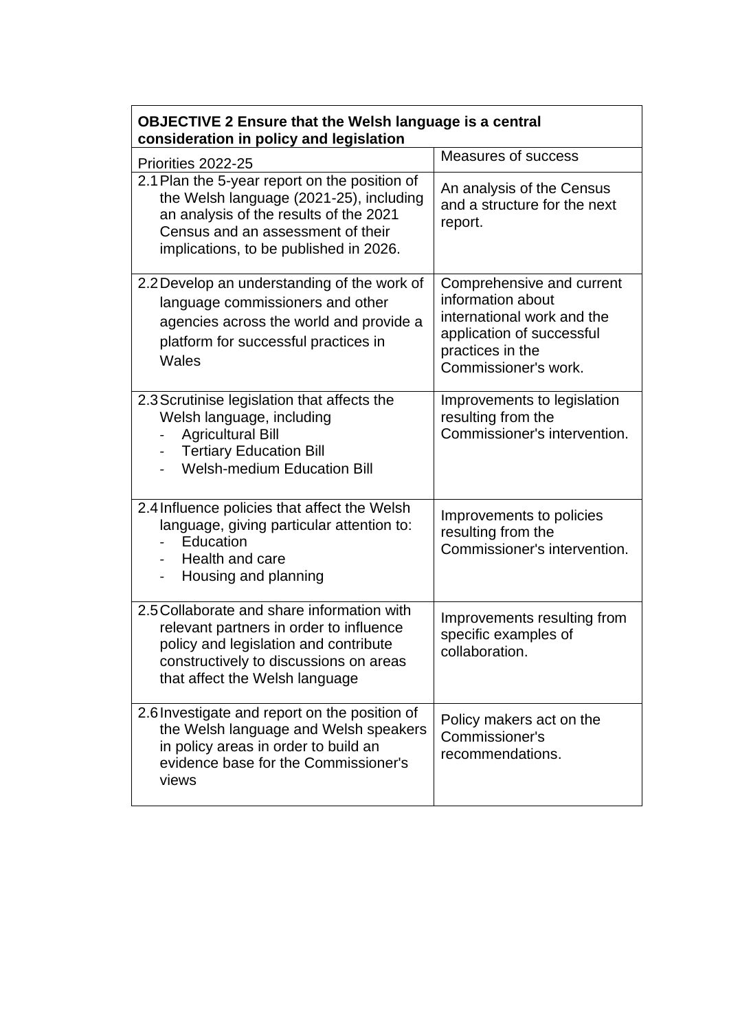| **OBJECTIVE 2 Ensure that the Welsh language is a central consideration in policy and legislation** | |
|---|---|
| Priorities 2022-25 | Measures of success |
| 2.1 Plan the 5-year report on the position of the Welsh language (2021-25), including an analysis of the results of the 2021 Census and an assessment of their implications, to be published in 2026. | An analysis of the Census and a structure for the next report. |
| 2.2 Develop an understanding of the work of language commissioners and other agencies across the world and provide a platform for successful practices in Wales | Comprehensive and current information about international work and the application of successful practices in the Commissioner's work. |
| 2.3 Scrutinise legislation that affects the Welsh language, including<br>- Agricultural Bill<br>- Tertiary Education Bill<br>- Welsh-medium Education Bill | Improvements to legislation resulting from the Commissioner's intervention. |
| 2.4 Influence policies that affect the Welsh language, giving particular attention to:<br>- Education<br>- Health and care<br>- Housing and planning | Improvements to policies resulting from the Commissioner's intervention. |
| 2.5 Collaborate and share information with relevant partners in order to influence policy and legislation and contribute constructively to discussions on areas that affect the Welsh language | Improvements resulting from specific examples of collaboration. |
| 2.6 Investigate and report on the position of the Welsh language and Welsh speakers in policy areas in order to build an evidence base for the Commissioner's views | Policy makers act on the Commissioner's recommendations. |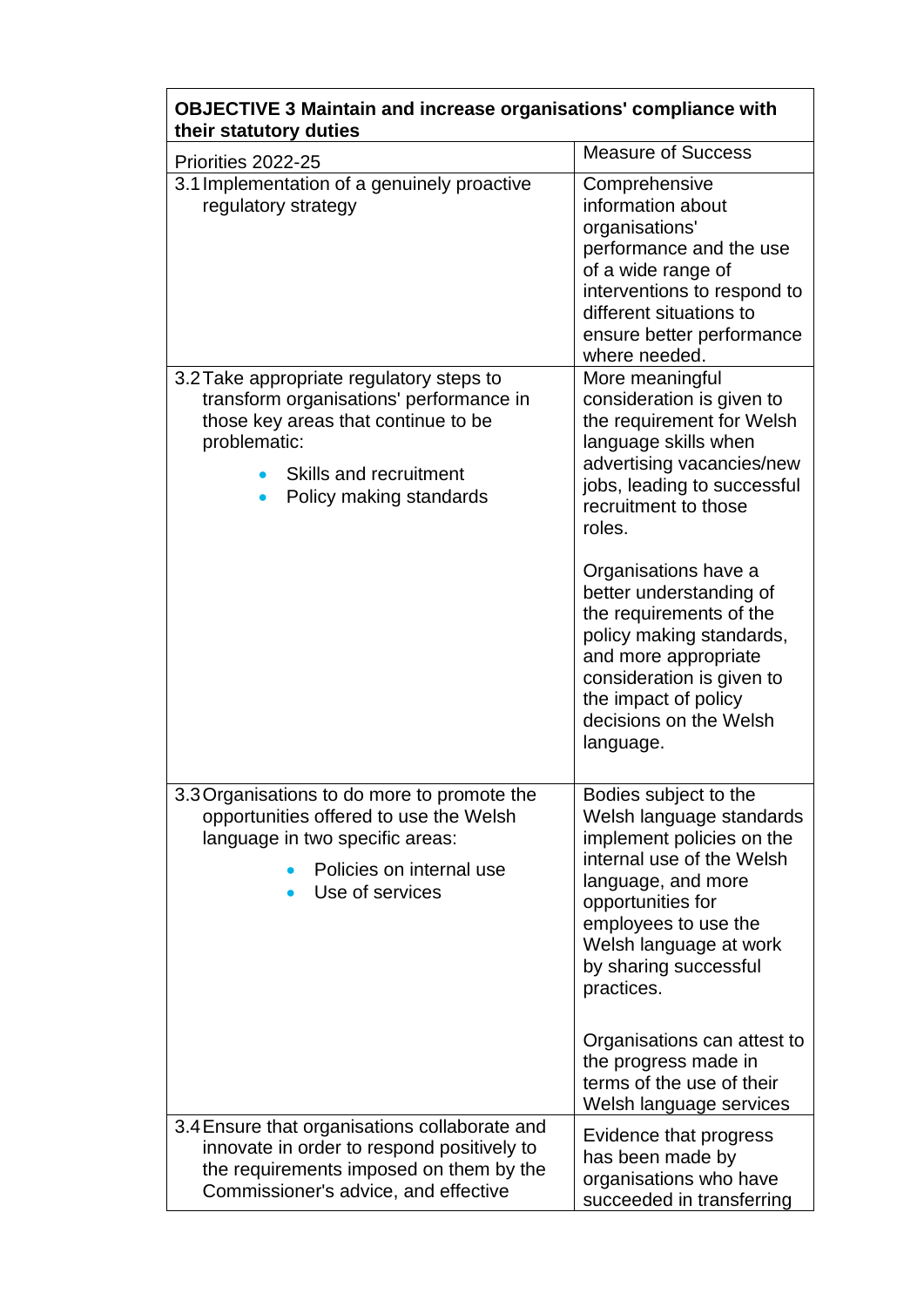| OBJECTIVE 3 Maintain and increase organisations' compliance with their statutory duties | |
|---|---|
| Priorities 2022-25 | Measure of Success |
| 3.1 Implementation of a genuinely proactive regulatory strategy | Comprehensive information about organisations' performance and the use of a wide range of interventions to respond to different situations to ensure better performance where needed. |
| 3.2 Take appropriate regulatory steps to transform organisations' performance in those key areas that continue to be problematic:<br>• Skills and recruitment<br>• Policy making standards | More meaningful consideration is given to the requirement for Welsh language skills when advertising vacancies/new jobs, leading to successful recruitment to those roles.<br><br>Organisations have a better understanding of the requirements of the policy making standards, and more appropriate consideration is given to the impact of policy decisions on the Welsh language. |
| 3.3 Organisations to do more to promote the opportunities offered to use the Welsh language in two specific areas:<br>• Policies on internal use<br>• Use of services | Bodies subject to the Welsh language standards implement policies on the internal use of the Welsh language, and more opportunities for employees to use the Welsh language at work by sharing successful practices.<br><br>Organisations can attest to the progress made in terms of the use of their Welsh language services |
| 3.4 Ensure that organisations collaborate and innovate in order to respond positively to the requirements imposed on them by the Commissioner's advice, and effective | Evidence that progress has been made by organisations who have succeeded in transferring |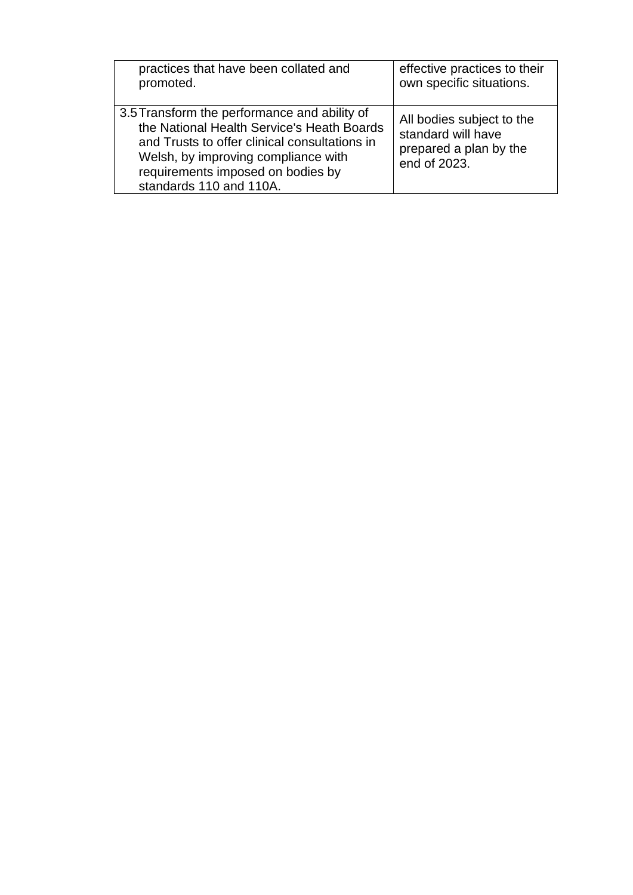| | |
|---|---|
| practices that have been collated and promoted. | effective practices to their own specific situations. |
| 3.5 Transform the performance and ability of the National Health Service's Heath Boards and Trusts to offer clinical consultations in Welsh, by improving compliance with requirements imposed on bodies by standards 110 and 110A. | All bodies subject to the standard will have prepared a plan by the end of 2023. |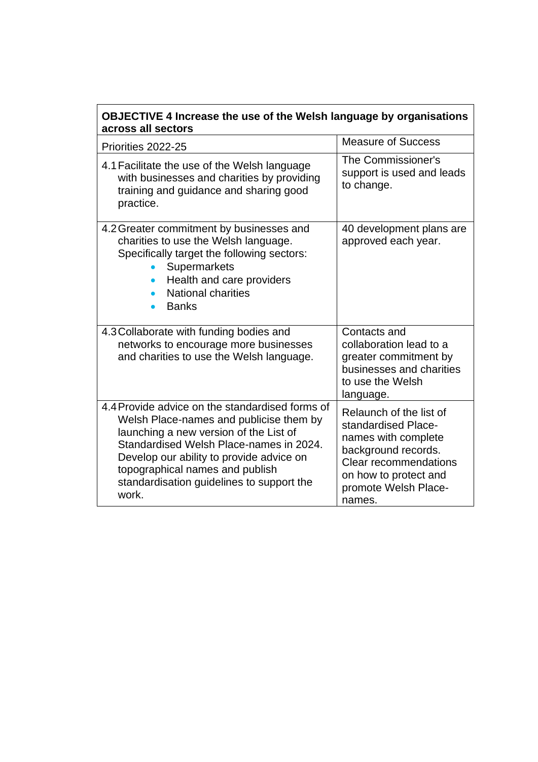| OBJECTIVE 4 Increase the use of the Welsh language by organisations across all sectors | |
|---|---|
| Priorities 2022-25 | Measure of Success |
| 4.1 Facilitate the use of the Welsh language with businesses and charities by providing training and guidance and sharing good practice. | The Commissioner's support is used and leads to change. |
| 4.2 Greater commitment by businesses and charities to use the Welsh language. Specifically target the following sectors: <br>• Supermarkets <br>• Health and care providers <br>• National charities <br>• Banks | 40 development plans are approved each year. |
| 4.3 Collaborate with funding bodies and networks to encourage more businesses and charities to use the Welsh language. | Contacts and collaboration lead to a greater commitment by businesses and charities to use the Welsh language. |
| 4.4 Provide advice on the standardised forms of Welsh Place-names and publicise them by launching a new version of the List of Standardised Welsh Place-names in 2024. Develop our ability to provide advice on topographical names and publish standardisation guidelines to support the work. | Relaunch of the list of standardised Place-names with complete background records. Clear recommendations on how to protect and promote Welsh Place-names. |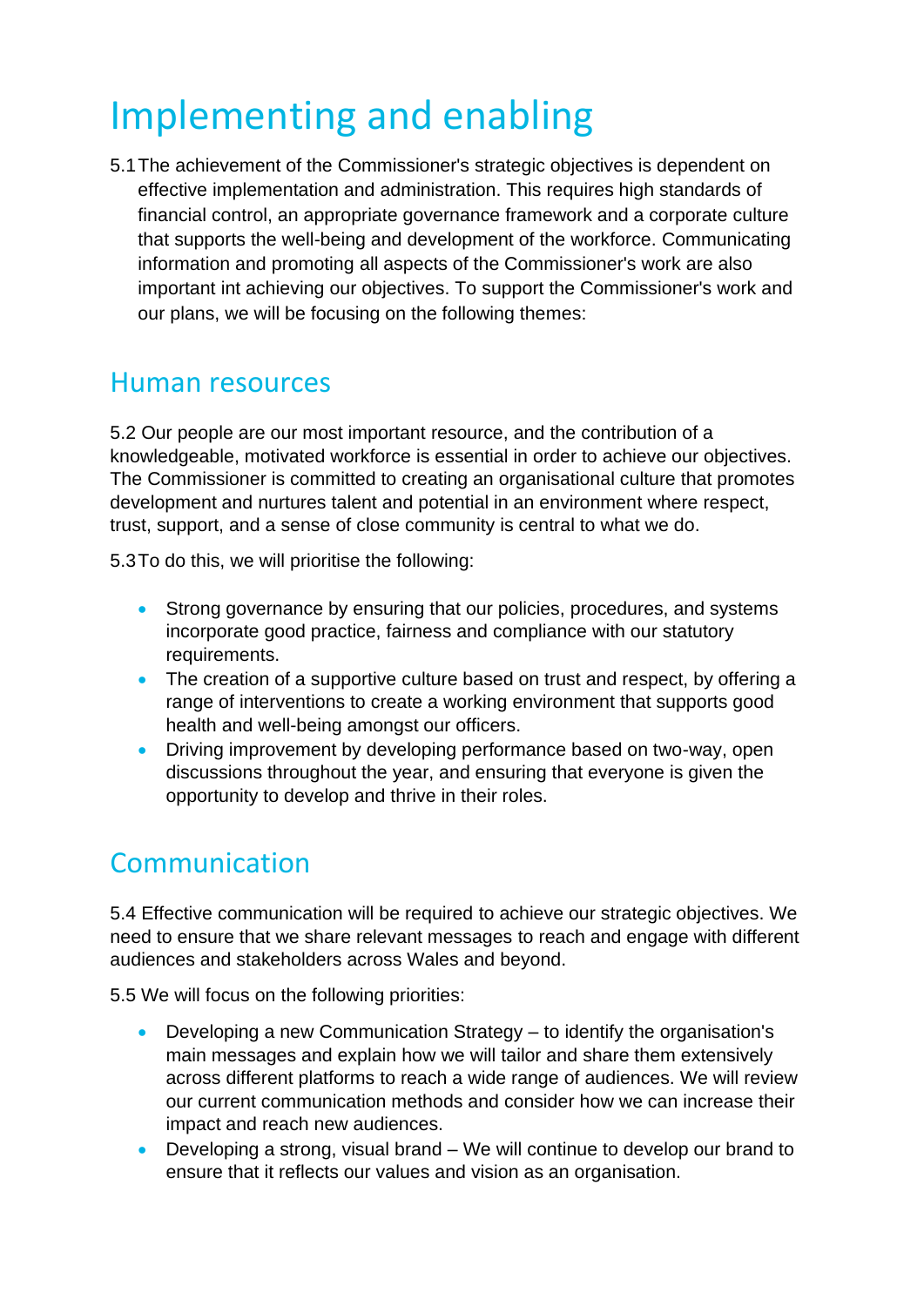# Implementing and enabling

5.1 The achievement of the Commissioner's strategic objectives is dependent on effective implementation and administration. This requires high standards of financial control, an appropriate governance framework and a corporate culture that supports the well-being and development of the workforce. Communicating information and promoting all aspects of the Commissioner's work are also important int achieving our objectives. To support the Commissioner's work and our plans, we will be focusing on the following themes:

## Human resources

5.2 Our people are our most important resource, and the contribution of a knowledgeable, motivated workforce is essential in order to achieve our objectives. The Commissioner is committed to creating an organisational culture that promotes development and nurtures talent and potential in an environment where respect, trust, support, and a sense of close community is central to what we do.

5.3 To do this, we will prioritise the following:

- Strong governance by ensuring that our policies, procedures, and systems incorporate good practice, fairness and compliance with our statutory requirements.
- The creation of a supportive culture based on trust and respect, by offering a range of interventions to create a working environment that supports good health and well-being amongst our officers.
- Driving improvement by developing performance based on two-way, open discussions throughout the year, and ensuring that everyone is given the opportunity to develop and thrive in their roles.

## Communication

5.4 Effective communication will be required to achieve our strategic objectives. We need to ensure that we share relevant messages to reach and engage with different audiences and stakeholders across Wales and beyond.

5.5 We will focus on the following priorities:

- Developing a new Communication Strategy – to identify the organisation's main messages and explain how we will tailor and share them extensively across different platforms to reach a wide range of audiences. We will review our current communication methods and consider how we can increase their impact and reach new audiences.
- Developing a strong, visual brand – We will continue to develop our brand to ensure that it reflects our values and vision as an organisation.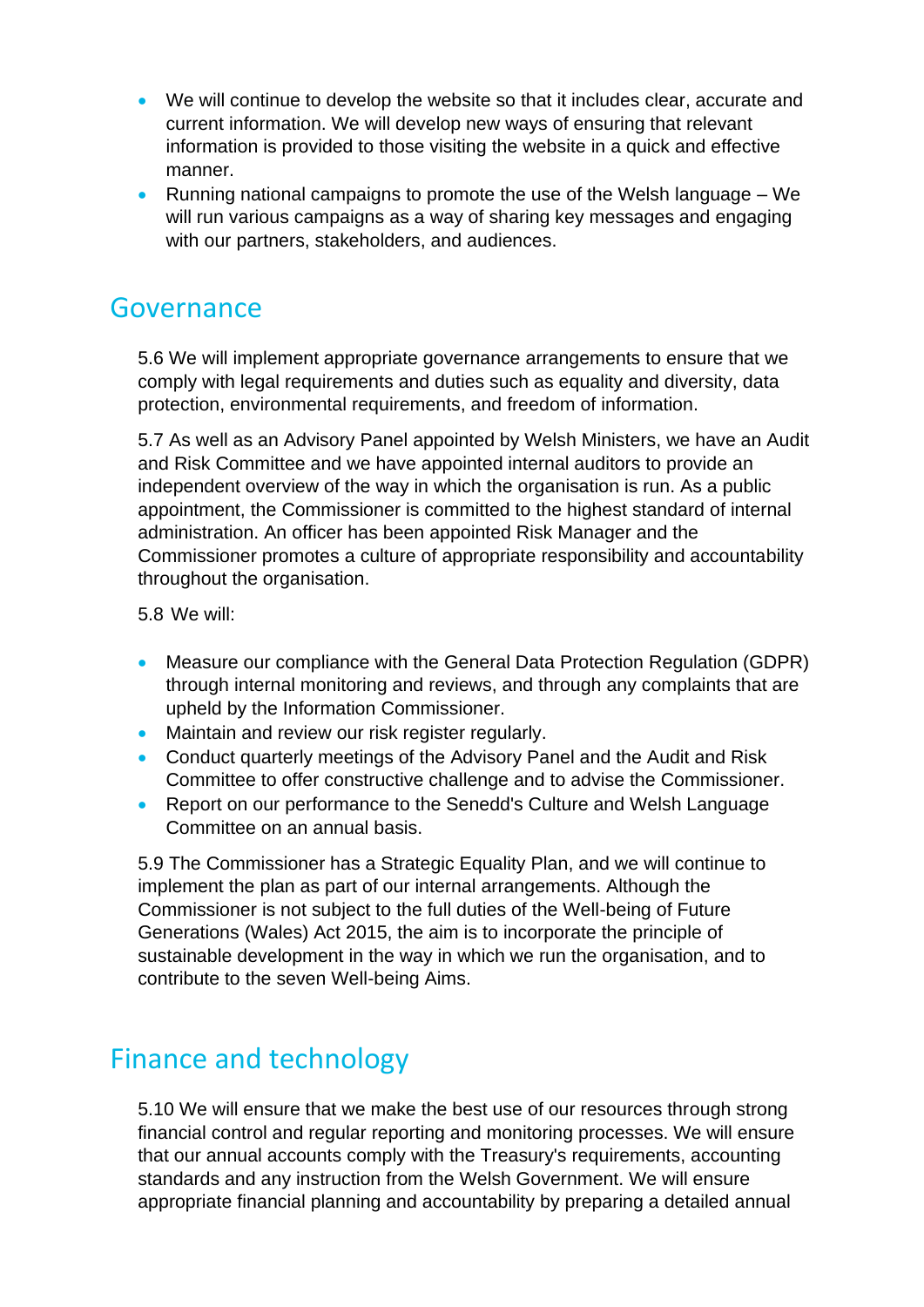- We will continue to develop the website so that it includes clear, accurate and current information. We will develop new ways of ensuring that relevant information is provided to those visiting the website in a quick and effective manner.
- Running national campaigns to promote the use of the Welsh language – We will run various campaigns as a way of sharing key messages and engaging with our partners, stakeholders, and audiences.

## Governance

5.6 We will implement appropriate governance arrangements to ensure that we comply with legal requirements and duties such as equality and diversity, data protection, environmental requirements, and freedom of information.

5.7 As well as an Advisory Panel appointed by Welsh Ministers, we have an Audit and Risk Committee and we have appointed internal auditors to provide an independent overview of the way in which the organisation is run. As a public appointment, the Commissioner is committed to the highest standard of internal administration. An officer has been appointed Risk Manager and the Commissioner promotes a culture of appropriate responsibility and accountability throughout the organisation.

5.8 We will:

- Measure our compliance with the General Data Protection Regulation (GDPR) through internal monitoring and reviews, and through any complaints that are upheld by the Information Commissioner.
- Maintain and review our risk register regularly.
- Conduct quarterly meetings of the Advisory Panel and the Audit and Risk Committee to offer constructive challenge and to advise the Commissioner.
- Report on our performance to the Senedd's Culture and Welsh Language Committee on an annual basis.

5.9 The Commissioner has a Strategic Equality Plan, and we will continue to implement the plan as part of our internal arrangements. Although the Commissioner is not subject to the full duties of the Well-being of Future Generations (Wales) Act 2015, the aim is to incorporate the principle of sustainable development in the way in which we run the organisation, and to contribute to the seven Well-being Aims.

## Finance and technology

5.10 We will ensure that we make the best use of our resources through strong financial control and regular reporting and monitoring processes. We will ensure that our annual accounts comply with the Treasury's requirements, accounting standards and any instruction from the Welsh Government. We will ensure appropriate financial planning and accountability by preparing a detailed annual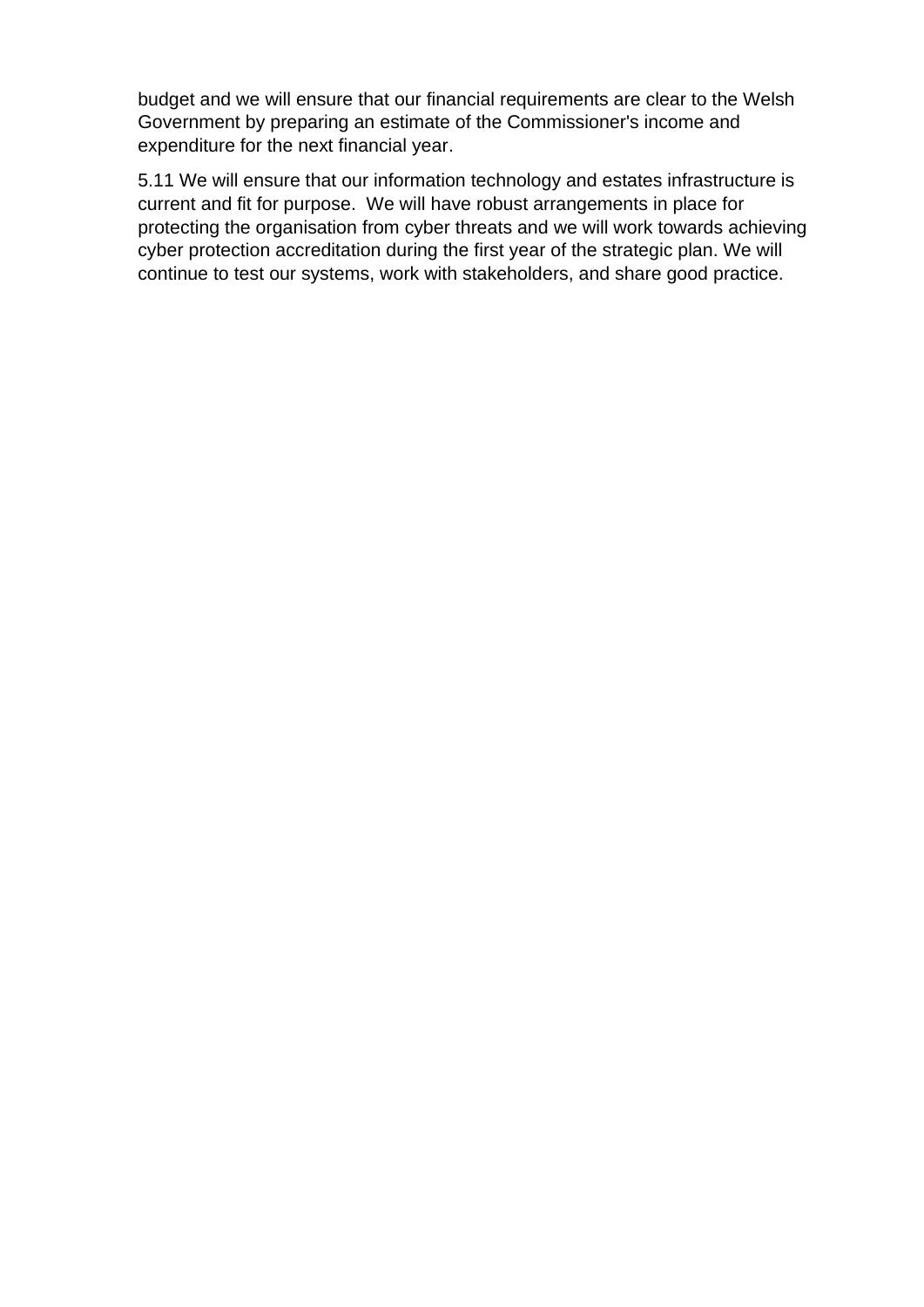budget and we will ensure that our financial requirements are clear to the Welsh Government by preparing an estimate of the Commissioner's income and expenditure for the next financial year.

5.11 We will ensure that our information technology and estates infrastructure is current and fit for purpose. We will have robust arrangements in place for protecting the organisation from cyber threats and we will work towards achieving cyber protection accreditation during the first year of the strategic plan. We will continue to test our systems, work with stakeholders, and share good practice.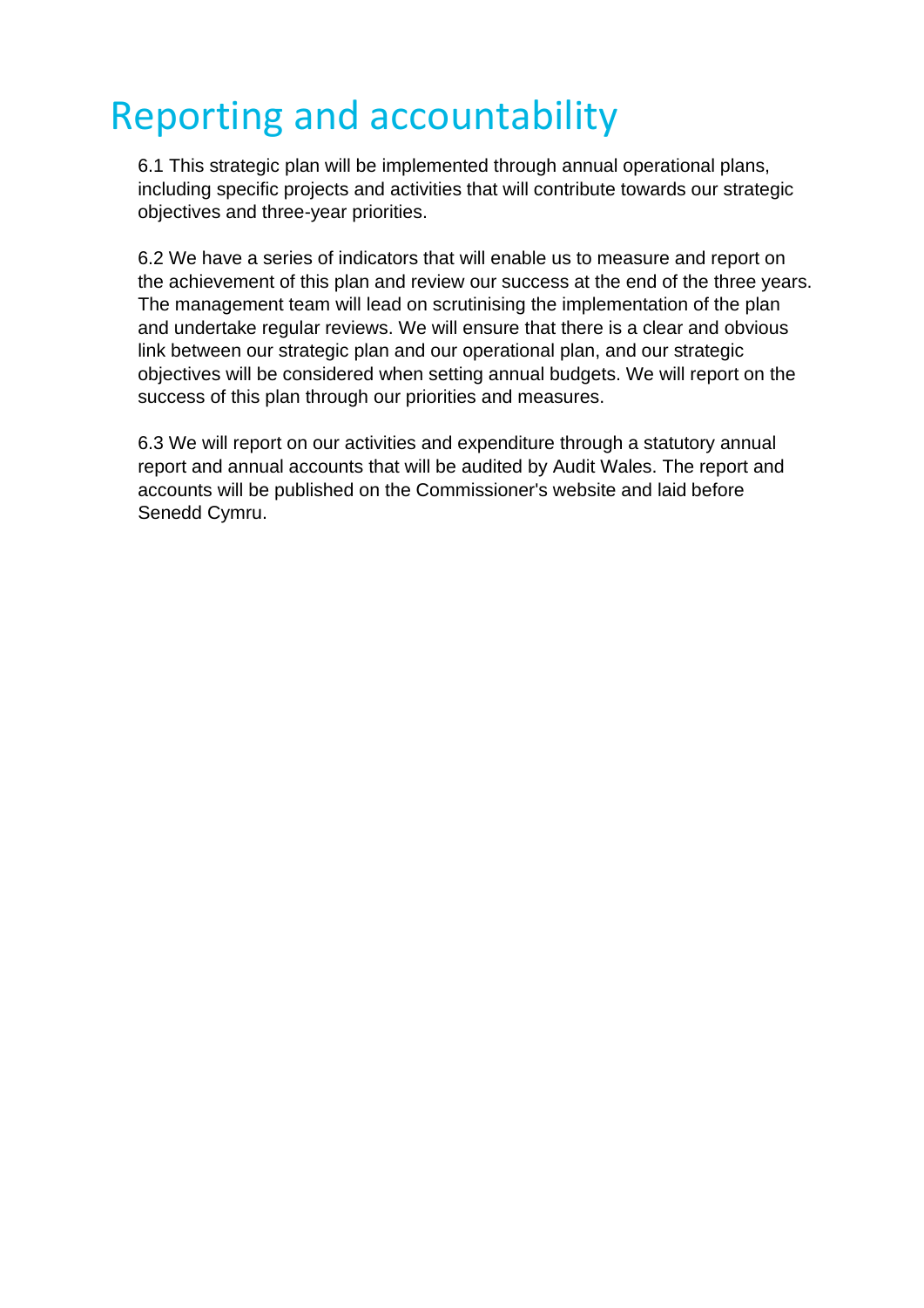# Reporting and accountability

6.1 This strategic plan will be implemented through annual operational plans, including specific projects and activities that will contribute towards our strategic objectives and three-year priorities.

6.2 We have a series of indicators that will enable us to measure and report on the achievement of this plan and review our success at the end of the three years. The management team will lead on scrutinising the implementation of the plan and undertake regular reviews. We will ensure that there is a clear and obvious link between our strategic plan and our operational plan, and our strategic objectives will be considered when setting annual budgets. We will report on the success of this plan through our priorities and measures.

6.3 We will report on our activities and expenditure through a statutory annual report and annual accounts that will be audited by Audit Wales. The report and accounts will be published on the Commissioner's website and laid before Senedd Cymru.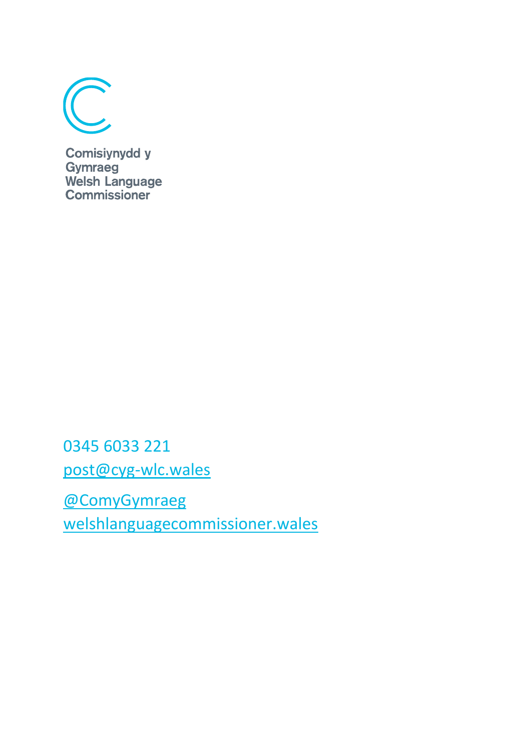Comisiynydd y
Gymraeg
Welsh Language
Commissioner

0345 6033 221

post@cyg-wlc.wales

@ComyGymraeg

welshlanguagecommissioner.wales